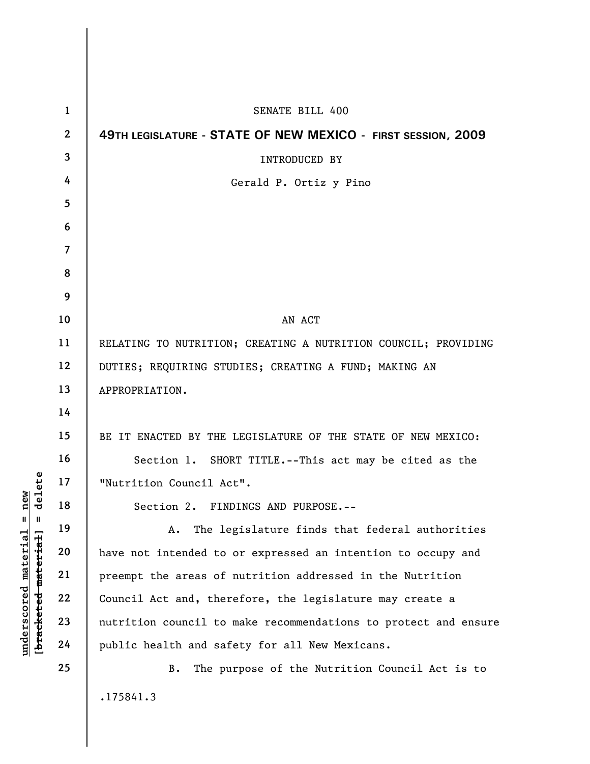SENATE BILL 400

**49TH LEGISLATURE - STATE OF NEW MEXICO - FIRST SESSION, 2009**

INTRODUCED BY

Gerald P. Ortiz y Pino

AN ACT

RELATING TO NUTRITION; CREATING A NUTRITION COUNCIL; PROVIDING DUTIES; REQUIRING STUDIES; CREATING A FUND; MAKING AN APPROPRIATION.

BE IT ENACTED BY THE LEGISLATURE OF THE STATE OF NEW MEXICO:

Section 1. SHORT TITLE.--This act may be cited as the "Nutrition Council Act".

Section 2. FINDINGS AND PURPOSE.--

A. The legislature finds that federal authorities have not intended to or expressed an intention to occupy and preempt the areas of nutrition addressed in the Nutrition Council Act and, therefore, the legislature may create a nutrition council to make recommendations to protect and ensure public health and safety for all New Mexicans.

B. The purpose of the Nutrition Council Act is to

.175841.3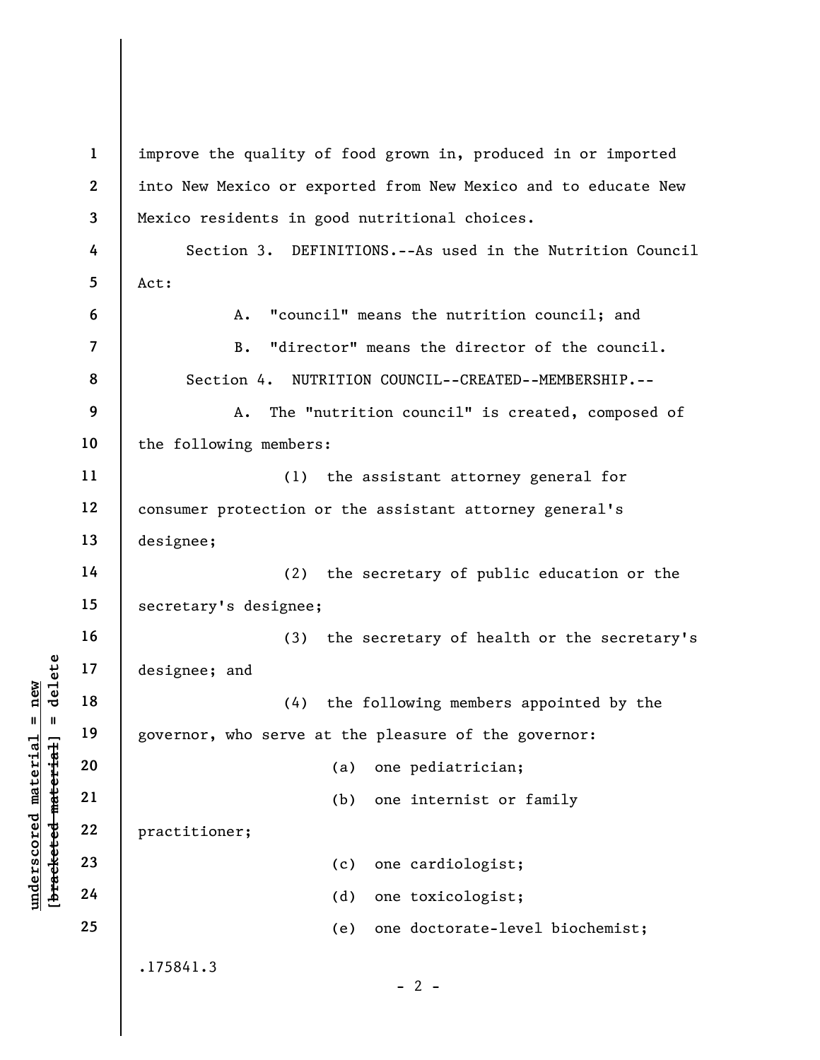improve the quality of food grown in, produced in or imported into New Mexico or exported from New Mexico and to educate New Mexico residents in good nutritional choices.

Section 3. DEFINITIONS.--As used in the Nutrition Council Act:

A. "council" means the nutrition council; and

B. "director" means the director of the council.

Section 4. NUTRITION COUNCIL--CREATED--MEMBERSHIP.--

A. The "nutrition council" is created, composed of the following members:

(1) the assistant attorney general for consumer protection or the assistant attorney general's designee;

(2) the secretary of public education or the secretary's designee;

(3) the secretary of health or the secretary's designee; and

(4) the following members appointed by the governor, who serve at the pleasure of the governor:

(a) one pediatrician;

(b) one internist or family practitioner;

(c) one cardiologist;

(d) one toxicologist;

(e) one doctorate-level biochemist;

.175841.3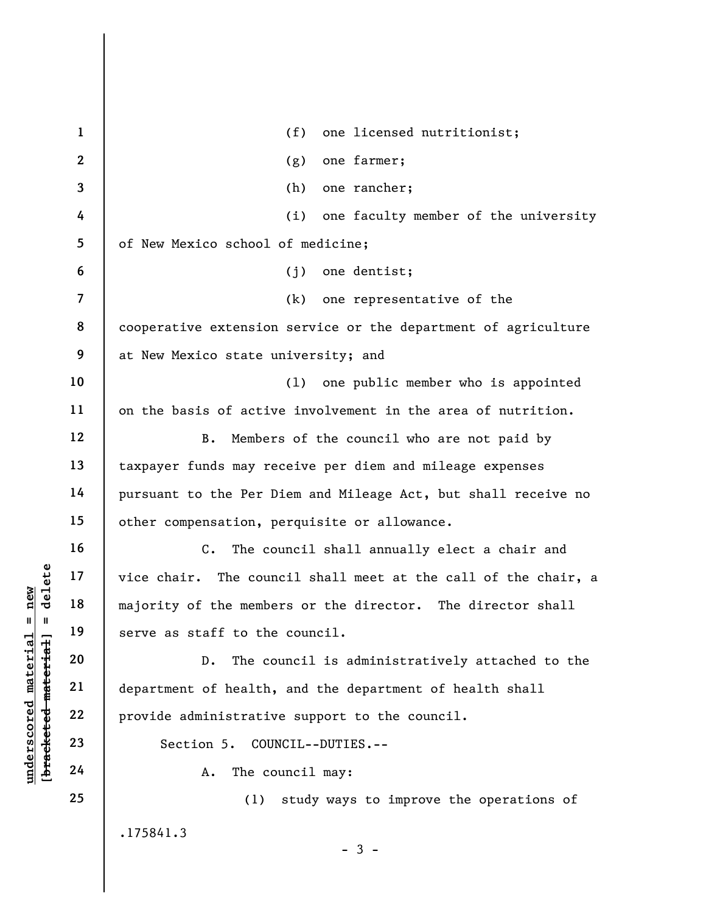(f) one licensed nutritionist;

(g) one farmer;

(h) one rancher;

(i) one faculty member of the university of New Mexico school of medicine;

(j) one dentist;

(k) one representative of the cooperative extension service or the department of agriculture at New Mexico state university; and

(l) one public member who is appointed on the basis of active involvement in the area of nutrition.

B. Members of the council who are not paid by taxpayer funds may receive per diem and mileage expenses pursuant to the Per Diem and Mileage Act, but shall receive no other compensation, perquisite or allowance.

C. The council shall annually elect a chair and vice chair. The council shall meet at the call of the chair, a majority of the members or the director. The director shall serve as staff to the council.

D. The council is administratively attached to the department of health, and the department of health shall provide administrative support to the council.

Section 5. COUNCIL--DUTIES.--

A. The council may:

(1) study ways to improve the operations of

.175841.3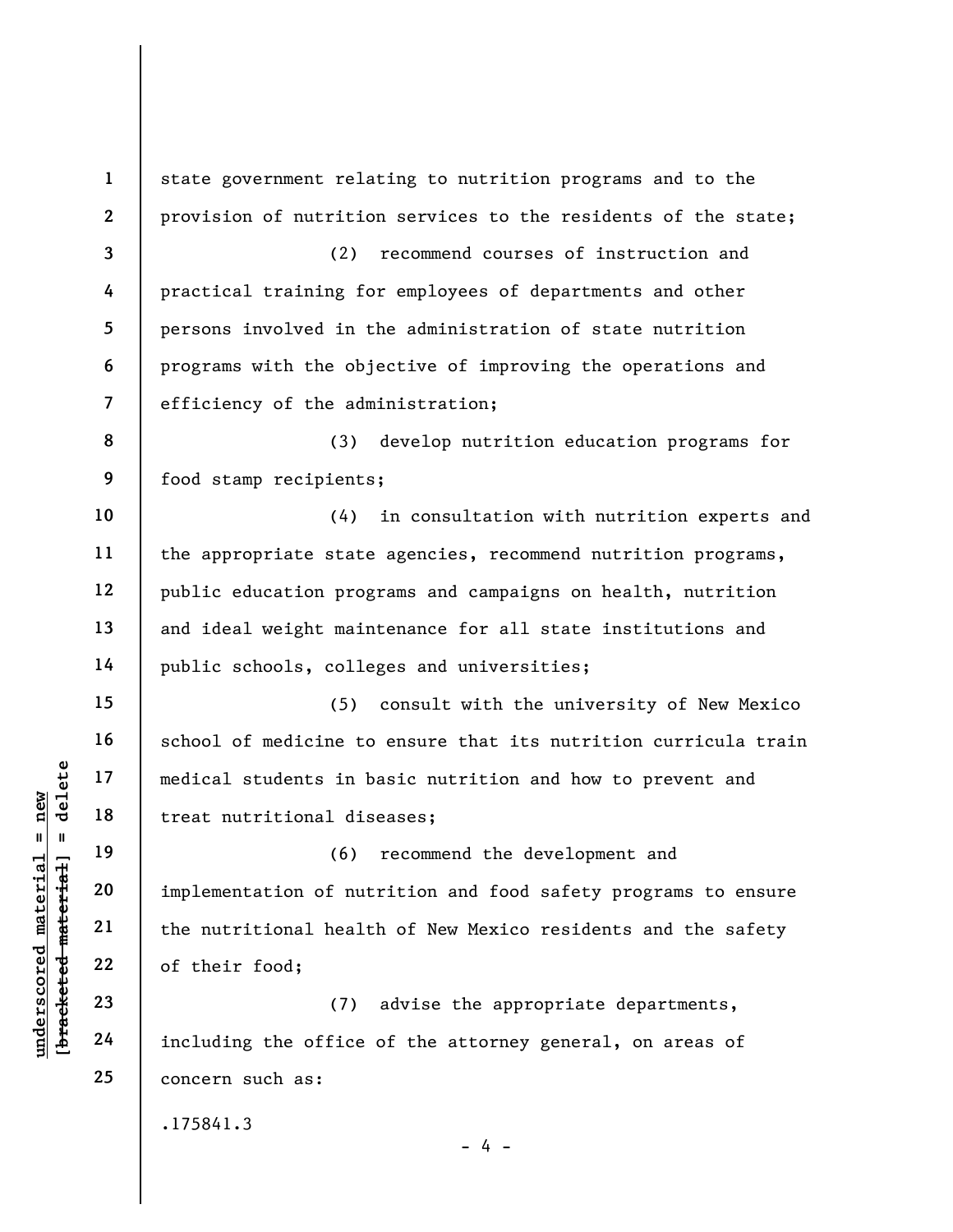state government relating to nutrition programs and to the provision of nutrition services to the residents of the state;

(2) recommend courses of instruction and practical training for employees of departments and other persons involved in the administration of state nutrition programs with the objective of improving the operations and efficiency of the administration;

(3) develop nutrition education programs for food stamp recipients;

(4) in consultation with nutrition experts and the appropriate state agencies, recommend nutrition programs, public education programs and campaigns on health, nutrition and ideal weight maintenance for all state institutions and public schools, colleges and universities;

(5) consult with the university of New Mexico school of medicine to ensure that its nutrition curricula train medical students in basic nutrition and how to prevent and treat nutritional diseases;

(6) recommend the development and implementation of nutrition and food safety programs to ensure the nutritional health of New Mexico residents and the safety of their food;

(7) advise the appropriate departments, including the office of the attorney general, on areas of concern such as:

.175841.3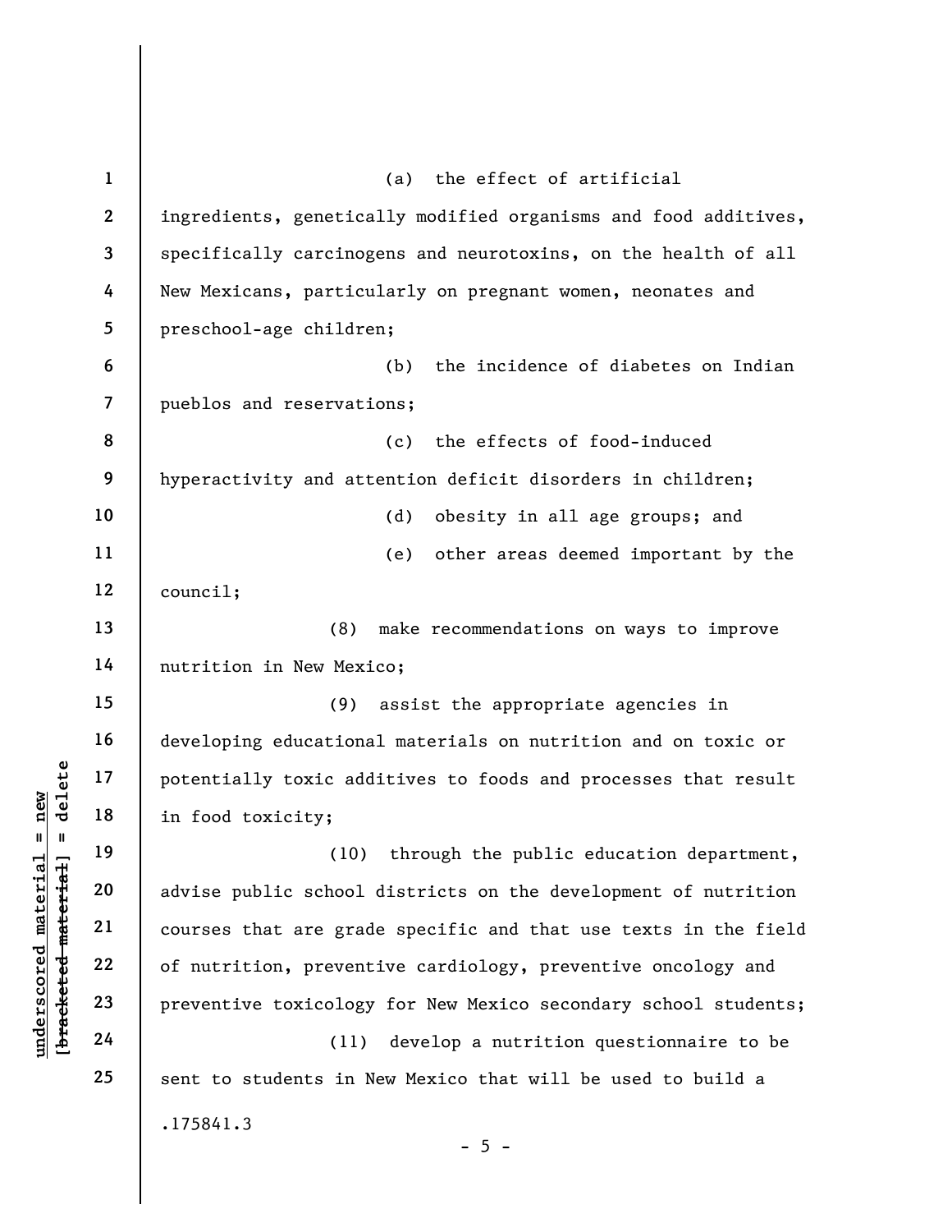(a) the effect of artificial ingredients, genetically modified organisms and food additives, specifically carcinogens and neurotoxins, on the health of all New Mexicans, particularly on pregnant women, neonates and preschool-age children;

(b) the incidence of diabetes on Indian pueblos and reservations;

(c) the effects of food-induced hyperactivity and attention deficit disorders in children;

(d) obesity in all age groups; and

(e) other areas deemed important by the council;

(8) make recommendations on ways to improve nutrition in New Mexico;

(9) assist the appropriate agencies in developing educational materials on nutrition and on toxic or potentially toxic additives to foods and processes that result in food toxicity;

(10) through the public education department, advise public school districts on the development of nutrition courses that are grade specific and that use texts in the field of nutrition, preventive cardiology, preventive oncology and preventive toxicology for New Mexico secondary school students;

(11) develop a nutrition questionnaire to be sent to students in New Mexico that will be used to build a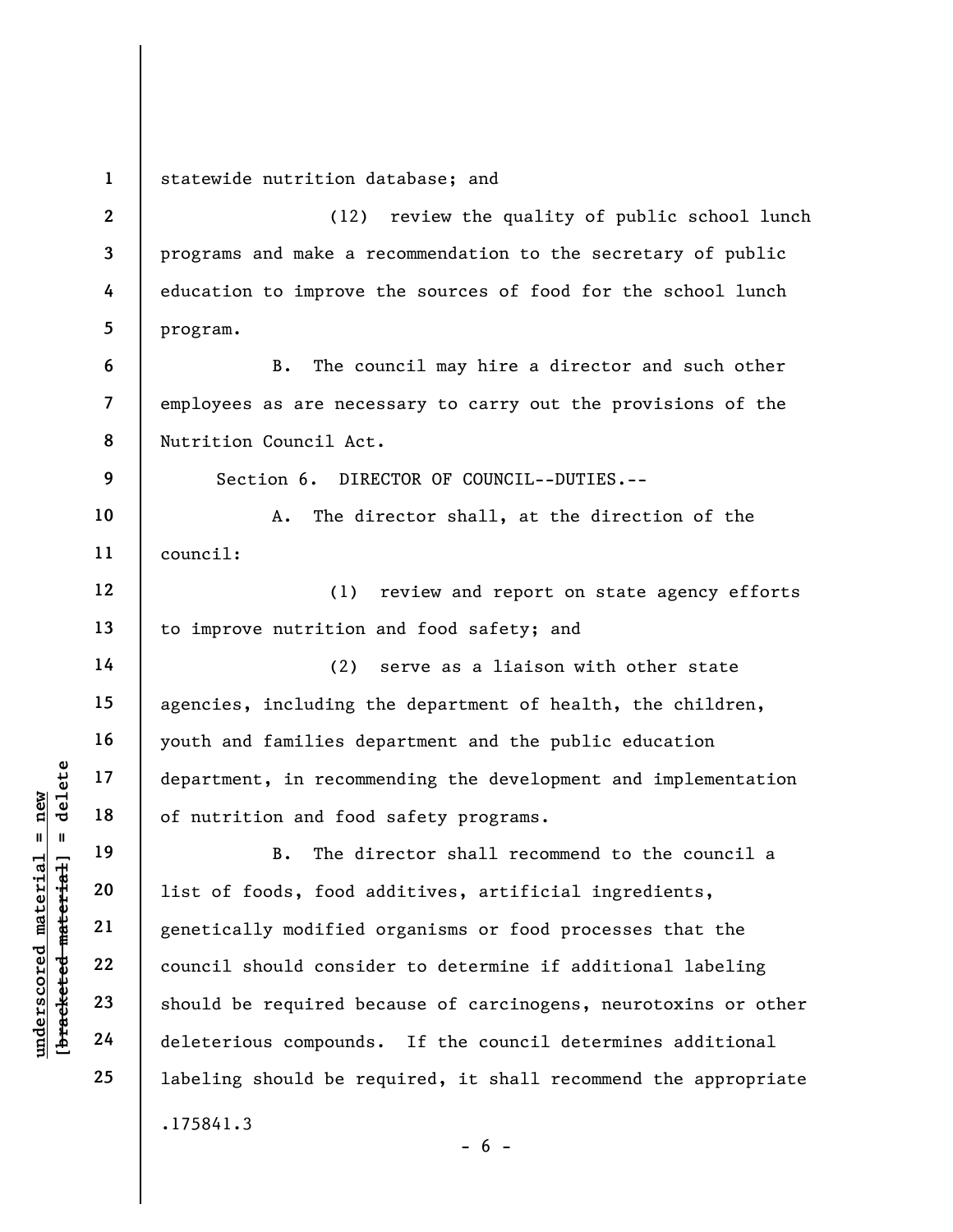statewide nutrition database; and

(12) review the quality of public school lunch programs and make a recommendation to the secretary of public education to improve the sources of food for the school lunch program.

B. The council may hire a director and such other employees as are necessary to carry out the provisions of the Nutrition Council Act.

Section 6. DIRECTOR OF COUNCIL--DUTIES.--

A. The director shall, at the direction of the council:

(1) review and report on state agency efforts to improve nutrition and food safety; and

(2) serve as a liaison with other state agencies, including the department of health, the children, youth and families department and the public education department, in recommending the development and implementation of nutrition and food safety programs.

B. The director shall recommend to the council a list of foods, food additives, artificial ingredients, genetically modified organisms or food processes that the council should consider to determine if additional labeling should be required because of carcinogens, neurotoxins or other deleterious compounds. If the council determines additional labeling should be required, it shall recommend the appropriate

.175841.3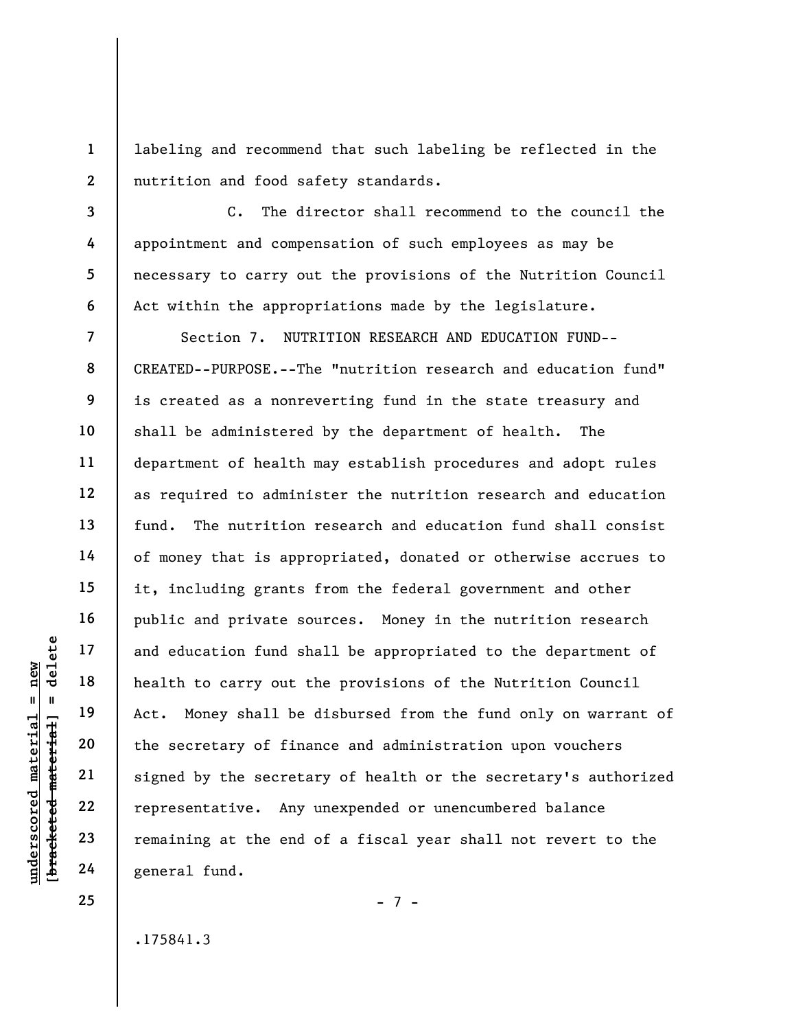labeling and recommend that such labeling be reflected in the nutrition and food safety standards.

C. The director shall recommend to the council the appointment and compensation of such employees as may be necessary to carry out the provisions of the Nutrition Council Act within the appropriations made by the legislature.

Section 7. NUTRITION RESEARCH AND EDUCATION FUND--CREATED--PURPOSE.--The "nutrition research and education fund" is created as a nonreverting fund in the state treasury and shall be administered by the department of health. The department of health may establish procedures and adopt rules as required to administer the nutrition research and education fund. The nutrition research and education fund shall consist of money that is appropriated, donated or otherwise accrues to it, including grants from the federal government and other public and private sources. Money in the nutrition research and education fund shall be appropriated to the department of health to carry out the provisions of the Nutrition Council Act. Money shall be disbursed from the fund only on warrant of the secretary of finance and administration upon vouchers signed by the secretary of health or the secretary's authorized representative. Any unexpended or unencumbered balance remaining at the end of a fiscal year shall not revert to the general fund.

.175841.3